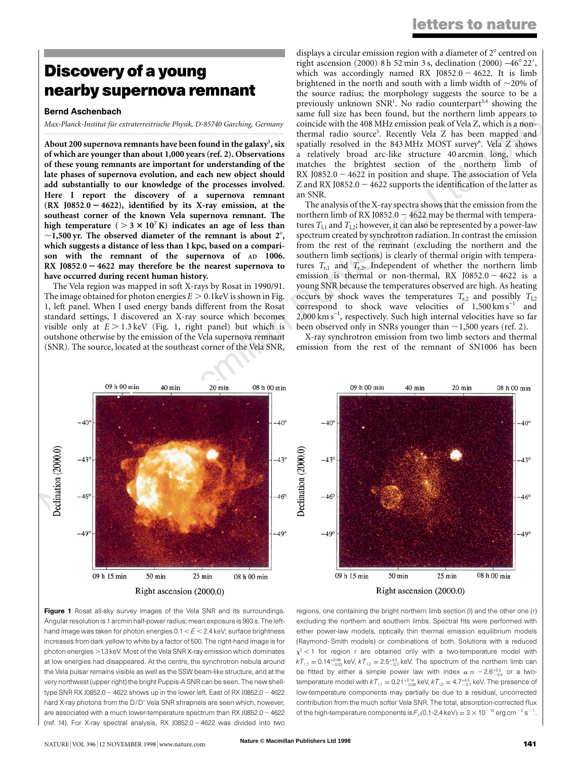# Discovery of a young nearby supernova remnant

**Bernd Aschenbach**

*Max-Planck-Institut für extraterrestrische Physik, D-85740 Garching, Germany*

**About 200 supernova remnants have been found in the galaxy[1], six of which are younger than about 1,000 years (ref. 2). Observations of these young remnants are important for understanding of the late phases of supernova evolution, and each new object should add substantially to our knowledge of the processes involved. Here I report the discovery of a supernova remnant (RX J0852.0 − 4622), identified by its X-ray emission, at the southeast corner of the known Vela supernova remnant. The high temperature ($> 3 \times 10^7$ K) indicates an age of less than ~1,500 yr. The observed diameter of the remnant is about 2°, which suggests a distance of less than 1 kpc, based on a comparison with the remnant of the supernova of AD 1006. RX J0852.0 − 4622 may therefore be the nearest supernova to have occurred during recent human history.**

The Vela region was mapped in soft X-rays by Rosat in 1990/91. The image obtained for photon energies $E > 0.1$ keV is shown in Fig. 1, left panel. When I used energy bands different from the Rosat standard settings, I discovered an X-ray source which becomes visible only at $E > 1.3$ keV (Fig. 1, right panel) but which is outshone otherwise by the emission of the Vela supernova remnant (SNR). The source, located at the southeast corner of the Vela SNR, displays a circular emission region with a diameter of 2° centred on right ascension (2000) 8 h 52 min 3 s, declination (2000) −46° 22′, which was accordingly named RX J0852.0 − 4622. It is limb brightened in the north and south with a limb width of ~20% of the source radius; the morphology suggests the source to be a previously unknown SNR[1]. No radio counterpart[3,4] showing the same full size has been found, but the northern limb appears to coincide with the 408 MHz emission peak of Vela Z, which is a non-thermal radio source[5]. Recently Vela Z has been mapped and spatially resolved in the 843 MHz MOST survey[6]. Vela Z shows a relatively broad arc-like structure 40 arcmin long, which matches the brightest section of the northern limb of RX J0852.0 − 4622 in position and shape. The association of Vela Z and RX J0852.0 − 4622 supports the identification of the latter as an SNR.

The analysis of the X-ray spectra shows that the emission from the northern limb of RX J0852.0 − 4622 may be thermal with temperatures $T_{l,1}$ and $T_{l,2}$; however, it can also be represented by a power-law spectrum created by synchrotron radiation. In contrast the emission from the rest of the remnant (excluding the northern and the southern limb sections) is clearly of thermal origin with temperatures $T_{r,1}$ and $T_{r,2}$. Independent of whether the northern limb emission is thermal or non-thermal, RX J0852.0 − 4622 is a young SNR because the temperatures observed are high. As heating occurs by shock waves the temperatures $T_{r,2}$ and possibly $T_{l,2}$ correspond to shock wave velocities of 1,500 km s$^{-1}$ and 2,000 km s$^{-1}$, respectively. Such high internal velocities have so far been observed only in SNRs younger than ~1,500 years (ref. 2).

X-ray synchrotron emission from two limb sectors and thermal emission from the rest of the remnant of SN1006 has been

**Figure 1** Rosat all-sky survey images of the Vela SNR and its surroundings. Angular resolution is 1 arcmin half-power radius; mean exposure is 993 s. The left-hand image was taken for photon energies $0.1 < E < 2.4$ keV; surface brightness increases from dark yellow to white by a factor of 500. The right-hand image is for photon energies >1.3 keV. Most of the Vela SNR X-ray emission which dominates at low energies had disappeared. At the centre, the synchrotron nebula around the Vela pulsar remains visible as well as the SSW beam-like structure, and at the very northwest (upper right) the bright Puppis-A SNR can be seen. The new shell-type SNR RX J0852.0 − 4622 shows up in the lower left. East of RX J0852.0 − 4622 hard X-ray photons from the D/D′ Vela SNR shrapnels are seen which, however, are associated with a much lower-temperature spectrum than RX J0852.0 − 4622 (ref. 14). For X-ray spectral analysis, RX J0852.0 − 4622 was divided into two regions, one containing the bright northern limb section (l) and the other one (r) excluding the northern and southern limbs. Spectral fits were performed with either power-law models, optically thin thermal emission equilibrium models (Raymond–Smith models) or combinations of both. Solutions with a reduced $\chi^2 < 1$ for region r are obtained only with a two-temperature model with $kT_{r,1} = 0.14^{+0.08}_{-0.03}$ keV, $kT_{r,2} = 2.5^{+4.5}_{-0.7}$ keV. The spectrum of the northern limb can be fitted by either a simple power law with index $\alpha = -2.6^{+0.3}_{-0.4}$ or a two-temperature model with $kT_{l,1} = 0.21^{+0.14}_{-0.09}$ keV, $kT_{l,2} = 4.7^{+4.5}_{-0.7}$ keV. The presence of low-temperature components may partially be due to a residual, uncorrected contribution from the much softer Vela SNR. The total, absorption-corrected flux of the high-temperature components is $F_x(0.1\text{–}2.4\,\text{keV}) = 3 \times 10^{-10}$ erg cm$^{-2}$ s$^{-1}$.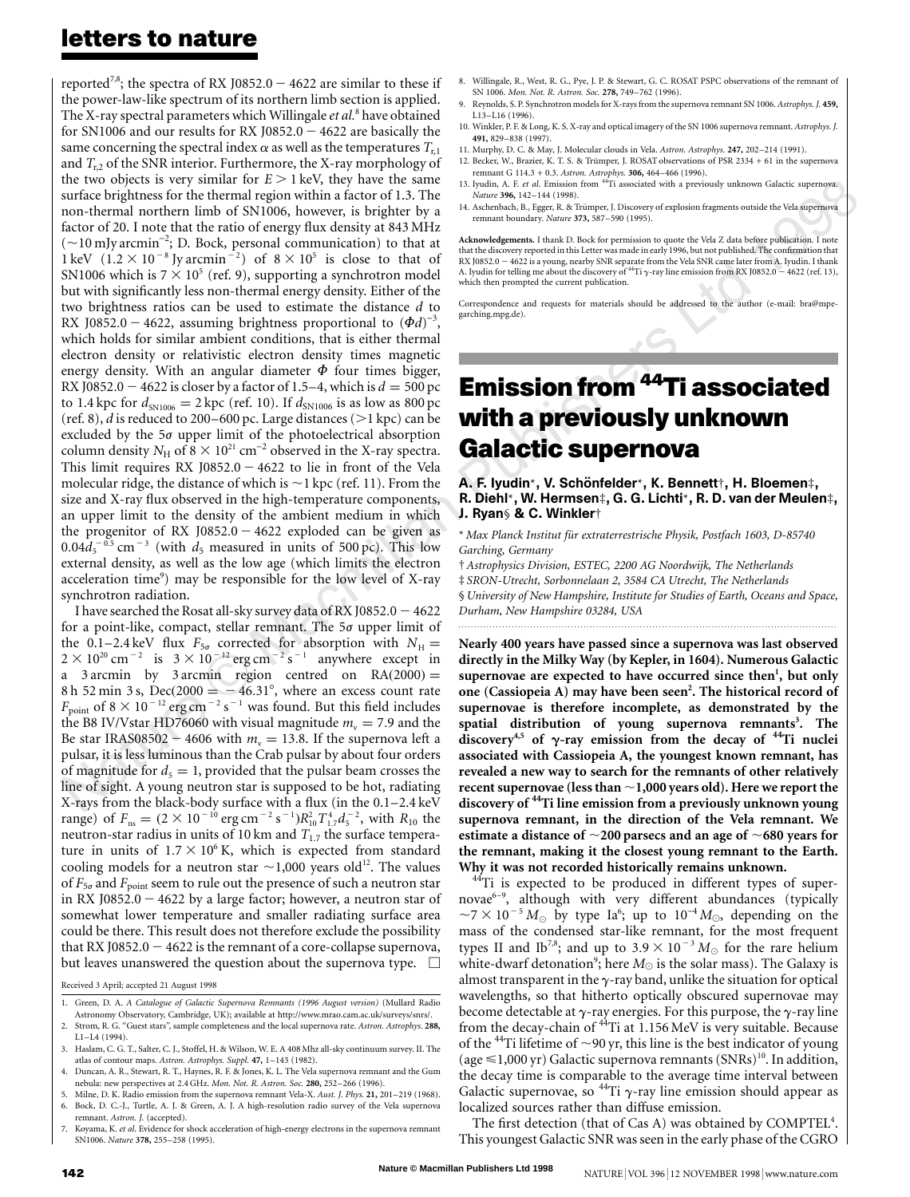reported[7,8]; the spectra of RX J0852.0 − 4622 are similar to these if the power-law-like spectrum of its northern limb section is applied. The X-ray spectral parameters which Willingale *et al.*[8] have obtained for SN1006 and our results for RX J0852.0 − 4622 are basically the same concerning the spectral index $\alpha$ as well as the temperatures $T_{r,1}$ and $T_{r,2}$ of the SNR interior. Furthermore, the X-ray morphology of the two objects is very similar for $E > 1$ keV, they have the same surface brightness for the thermal region within a factor of 1.3. The non-thermal northern limb of SN1006, however, is brighter by a factor of 20. I note that the ratio of energy flux density at 843 MHz (~10 mJy arcmin$^{-2}$; D. Bock, personal communication) to that at 1 keV ($1.2 \times 10^{-8}$ Jy arcmin$^{-2}$) of $8 \times 10^5$ is close to that of SN1006 which is $7 \times 10^5$ (ref. 9), supporting a synchrotron model but with significantly less non-thermal energy density. Either of the two brightness ratios can be used to estimate the distance $d$ to RX J0852.0 − 4622, assuming brightness proportional to $(\Phi d)^{-3}$, which holds for similar ambient conditions, that is either thermal electron density or relativistic electron density times magnetic energy density. With an angular diameter $\Phi$ four times bigger, RX J0852.0 − 4622 is closer by a factor of 1.5–4, which is $d = 500$ pc to 1.4 kpc for $d_{SN1006} = 2$ kpc (ref. 10). If $d_{SN1006}$ is as low as 800 pc (ref. 8), $d$ is reduced to 200–600 pc. Large distances (>1 kpc) can be excluded by the 5σ upper limit of the photoelectrical absorption column density $N_H$ of $8 \times 10^{21}$ cm$^{-2}$ observed in the X-ray spectra. This limit requires RX J0852.0 − 4622 to lie in front of the Vela molecular ridge, the distance of which is ~1 kpc (ref. 11). From the size and X-ray flux observed in the high-temperature components, an upper limit to the density of the ambient medium in which the progenitor of RX J0852.0 − 4622 exploded can be given as $0.04 d_5^{-0.5}$ cm$^{-3}$ (with $d_5$ measured in units of 500 pc). This low external density, as well as the low age (which limits the electron acceleration time[9]) may be responsible for the low level of X-ray synchrotron radiation.

I have searched the Rosat all-sky survey data of RX J0852.0 − 4622 for a point-like, compact, stellar remnant. The 5σ upper limit of the 0.1–2.4 keV flux $F_{5\sigma}$ corrected for absorption with $N_H = 2 \times 10^{20}$ cm$^{-2}$ is $3 \times 10^{-12}$ erg cm$^{-2}$ s$^{-1}$ anywhere except in a 3 arcmin by 3 arcmin region centred on RA(2000) = 8 h 52 min 3 s, Dec(2000 = −46.31°, where an excess count rate $F_{point}$ of $8 \times 10^{-12}$ erg cm$^{-2}$ s$^{-1}$ was found. But this field includes the B8 IV/Vstar HD76060 with visual magnitude $m_v = 7.9$ and the Be star IRAS08502 − 4606 with $m_v = 13.8$. If the supernova left a pulsar, it is less luminous than the Crab pulsar by about four orders of magnitude for $d_5 = 1$, provided that the pulsar beam crosses the line of sight. A young neutron star is supposed to be hot, radiating X-rays from the black-body surface with a flux (in the 0.1–2.4 keV range) of $F_{ns} = (2 \times 10^{-10}$ erg cm$^{-2}$ s$^{-1})R_{10}^2 T_{1.7}^4 d_5^{-2}$, with $R_{10}$ the neutron-star radius in units of 10 km and $T_{1.7}$ the surface temperature in units of $1.7 \times 10^6$ K, which is expected from standard cooling models for a neutron star ~1,000 years old[12]. The values of $F_{5\sigma}$ and $F_{point}$ seem to rule out the presence of such a neutron star in RX J0852.0 − 4622 by a large factor; however, a neutron star of somewhat lower temperature and smaller radiating surface area could be there. This result does not therefore exclude the possibility that RX J0852.0 − 4622 is the remnant of a core-collapse supernova, but leaves unanswered the question about the supernova type. □

Received 3 April; accepted 21 August 1998

1. Green, D. A. *A Catalogue of Galactic Supernova Remnants (1996 August version)* (Mullard Radio Astronomy Observatory, Cambridge, UK); available at http://www.mrao.cam.ac.uk/surveys/snrs/.
2. Strom, R. G. "Guest stars", sample completeness and the local supernova rate. *Astron. Astrophys.* **288**, L1–L4 (1994).
3. Haslam, C. G. T., Salter, C. J., Stoffel, H. & Wilson, W. E. A 408 Mhz all-sky continuum survey. II. The atlas of contour maps. *Astron. Astrophys. Suppl.* **47**, 1–143 (1982).
4. Duncan, A. R., Stewart, R. T., Haynes, R. F. & Jones, K. L. The Vela supernova remnant and the Gum nebula: new perspectives at 2.4 GHz. *Mon. Not. R. Astron. Soc.* **280**, 252–266 (1996).
5. Milne, D. K. Radio emission from the supernova remnant Vela-X. *Aust. J. Phys.* **21**, 201–219 (1968).
6. Bock, D. C.-J., Turtle, A. J. & Green, A. J. A high-resolution radio survey of the Vela supernova remnant. *Astron. J.* (accepted).
7. Koyama, K. *et al.* Evidence for shock acceleration of high-energy electrons in the supernova remnant SN1006. *Nature* **378**, 255–258 (1995).
8. Willingale, R., West, R. G., Pye, J. P. & Stewart, G. C. ROSAT PSPC observations of the remnant of SN 1006. *Mon. Not. R. Astron. Soc.* **278**, 749–762 (1996).
9. Reynolds, S. P. Synchrotron models for X-rays from the supernova remnant SN 1006. *Astrophys. J.* **459**, L13–L16 (1996).
10. Winkler, P. F. & Long, K. S. X-ray and optical imagery of the SN 1006 supernova remnant. *Astrophys. J.* **491**, 829–838 (1997).
11. Murphy, D. C. & May, J. Molecular clouds in Vela. *Astron. Astrophys.* **247**, 202–214 (1991).
12. Becker, W., Brazier, K. T. S. & Trümper, J. ROSAT observations of PSR 2334 + 61 in the supernova remnant G 114.3 + 0.3. *Astron. Astrophys.* **306**, 464–466 (1996).
13. Iyudin, A. F. *et al.* Emission from $^{44}$Ti associated with a previously unknown Galactic supernova. *Nature* **396**, 142–144 (1998).
14. Aschenbach, B., Egger, R. & Trümper, J. Discovery of explosion fragments outside the Vela supernova remnant boundary. *Nature* **373**, 587–590 (1995).

**Acknowledgements.** I thank D. Bock for permission to quote the Vela Z data before publication. I note that the discovery reported in this Letter was made in early 1996, but not published. The confirmation that RX J0852.0 − 4622 is a young, nearby SNR separate from the Vela SNR came later from A. Iyudin. I thank A. Iyudin for telling me about the discovery of $^{44}$Ti γ-ray line emission from RX J0852.0 − 4622 (ref. 13), which then prompted the current publication.

Correspondence and requests for materials should be addressed to the author (e-mail: bra@mpe-garching.mpg.de).

# Emission from $^{44}$Ti associated with a previously unknown Galactic supernova

**A. F. Iyudin\*, V. Schönfelder\*, K. Bennett†, H. Bloemen‡, R. Diehl\*, W. Hermsen‡, G. G. Lichti\*, R. D. van der Meulen‡, J. Ryan§ & C. Winkler†**

\* *Max Planck Institut für extraterrestrische Physik, Postfach 1603, D-85740 Garching, Germany*

† *Astrophysics Division, ESTEC, 2200 AG Noordwijk, The Netherlands*

‡ *SRON-Utrecht, Sorbonnelaan 2, 3584 CA Utrecht, The Netherlands*

§ *University of New Hampshire, Institute for Studies of Earth, Oceans and Space, Durham, New Hampshire 03284, USA*

**Nearly 400 years have passed since a supernova was last observed directly in the Milky Way (by Kepler, in 1604). Numerous Galactic supernovae are expected to have occurred since then[1], but only one (Cassiopeia A) may have been seen[2]. The historical record of supernovae is therefore incomplete, as demonstrated by the spatial distribution of young supernova remnants[3]. The discovery[4,5] of γ-ray emission from the decay of $^{44}$Ti nuclei associated with Cassiopeia A, the youngest known remnant, has revealed a new way to search for the remnants of other relatively recent supernovae (less than ~1,000 years old). Here we report the discovery of $^{44}$Ti line emission from a previously unknown young supernova remnant, in the direction of the Vela remnant. We estimate a distance of ~200 parsecs and an age of ~680 years for the remnant, making it the closest young remnant to the Earth. Why it was not recorded historically remains unknown.**

$^{44}$Ti is expected to be produced in different types of supernovae[6–9], although with very different abundances (typically $\sim 7 \times 10^{-5} M_\odot$ by type Ia[6]; up to $10^{-4} M_\odot$, depending on the mass of the condensed star-like remnant, for the most frequent types II and Ib[7,8]; and up to $3.9 \times 10^{-3} M_\odot$ for the rare helium white-dwarf detonation[9]; here $M_\odot$ is the solar mass). The Galaxy is almost transparent in the γ-ray band, unlike the situation for optical wavelengths, so that hitherto optically obscured supernovae may become detectable at γ-ray energies. For this purpose, the γ-ray line from the decay-chain of $^{44}$Ti at 1.156 MeV is very suitable. Because of the $^{44}$Ti lifetime of ~90 yr, this line is the best indicator of young (age ≲1,000 yr) Galactic supernova remnants (SNRs)[10]. In addition, the decay time is comparable to the average time interval between Galactic supernovae, so $^{44}$Ti γ-ray line emission should appear as localized sources rather than diffuse emission.

The first detection (that of Cas A) was obtained by COMPTEL[4]. This youngest Galactic SNR was seen in the early phase of the CGRO